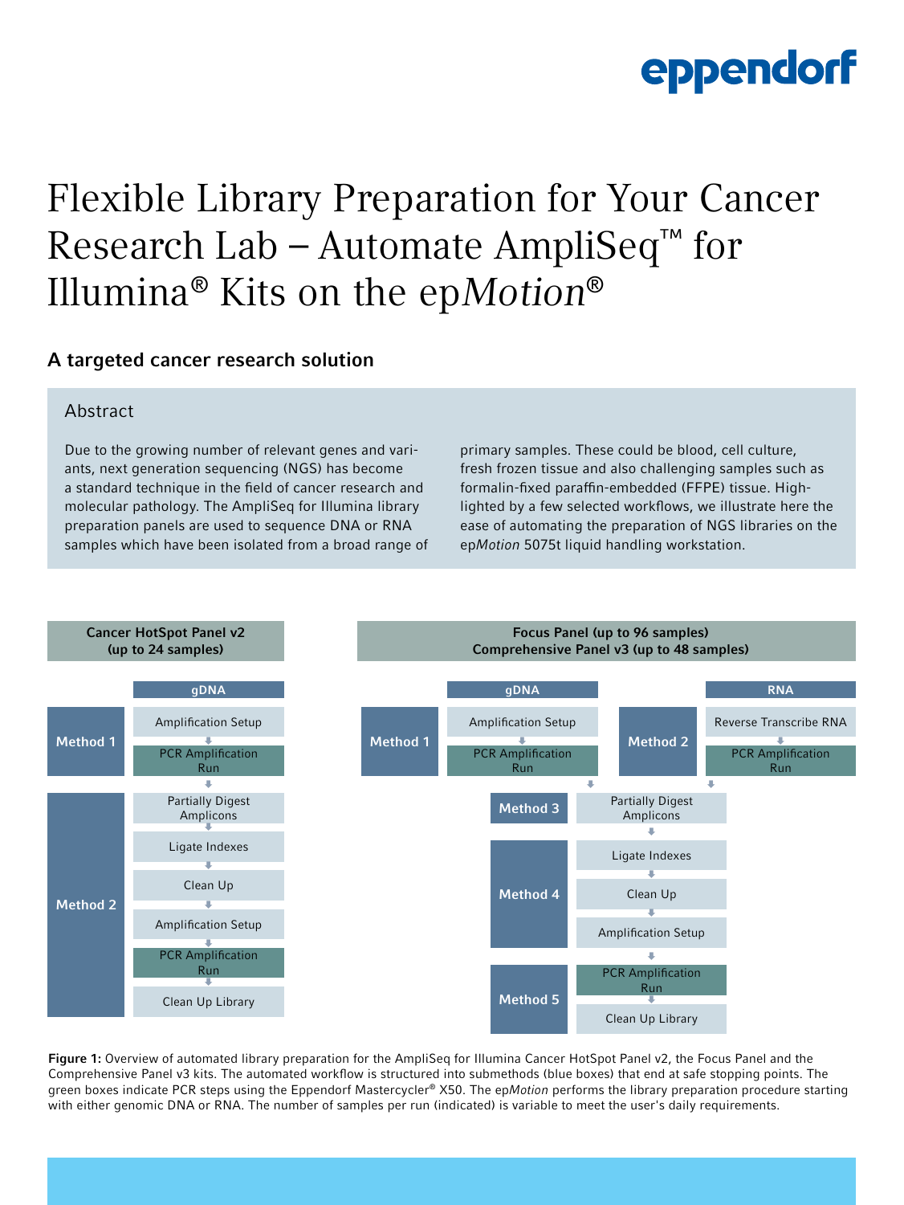# Flexible Library Preparation for Your Cancer Research Lab – Automate AmpliSeq™ for Illumina® Kits on the ep*Motion*®

## A targeted cancer research solution

### Abstract

Due to the growing number of relevant genes and variants, next generation sequencing (NGS) has become a standard technique in the field of cancer research and molecular pathology. The AmpliSeq for Illumina library preparation panels are used to sequence DNA or RNA samples which have been isolated from a broad range of primary samples. These could be blood, cell culture, fresh frozen tissue and also challenging samples such as formalin-fixed paraffin-embedded (FFPE) tissue. Highlighted by a few selected workflows, we illustrate here the ease of automating the preparation of NGS libraries on the ep*Motion* 5075t liquid handling workstation.

**Cancer HotSpot Panel v2 (up to 24 samples)**

| Method | gDNA |
|---|---|
| Method 1 | Amplification Setup → PCR Amplification Run |
| Method 2 | Partially Digest Amplicons → Ligate Indexes → Clean Up → Amplification Setup → PCR Amplification Run → Clean Up Library |

**Focus Panel (up to 96 samples) / Comprehensive Panel v3 (up to 48 samples)**

| Method | Steps |
|---|---|
| Method 1 (gDNA) | Amplification Setup → PCR Amplification Run |
| Method 2 (RNA) | Reverse Transcribe RNA → PCR Amplification Run |
| Method 3 | Partially Digest Amplicons |
| Method 4 | Ligate Indexes → Clean Up → Amplification Setup |
| Method 5 | PCR Amplification Run → Clean Up Library |

**Figure 1:** Overview of automated library preparation for the AmpliSeq for Illumina Cancer HotSpot Panel v2, the Focus Panel and the Comprehensive Panel v3 kits. The automated workflow is structured into submethods (blue boxes) that end at safe stopping points. The green boxes indicate PCR steps using the Eppendorf Mastercycler® X50. The ep*Motion* performs the library preparation procedure starting with either genomic DNA or RNA. The number of samples per run (indicated) is variable to meet the user's daily requirements.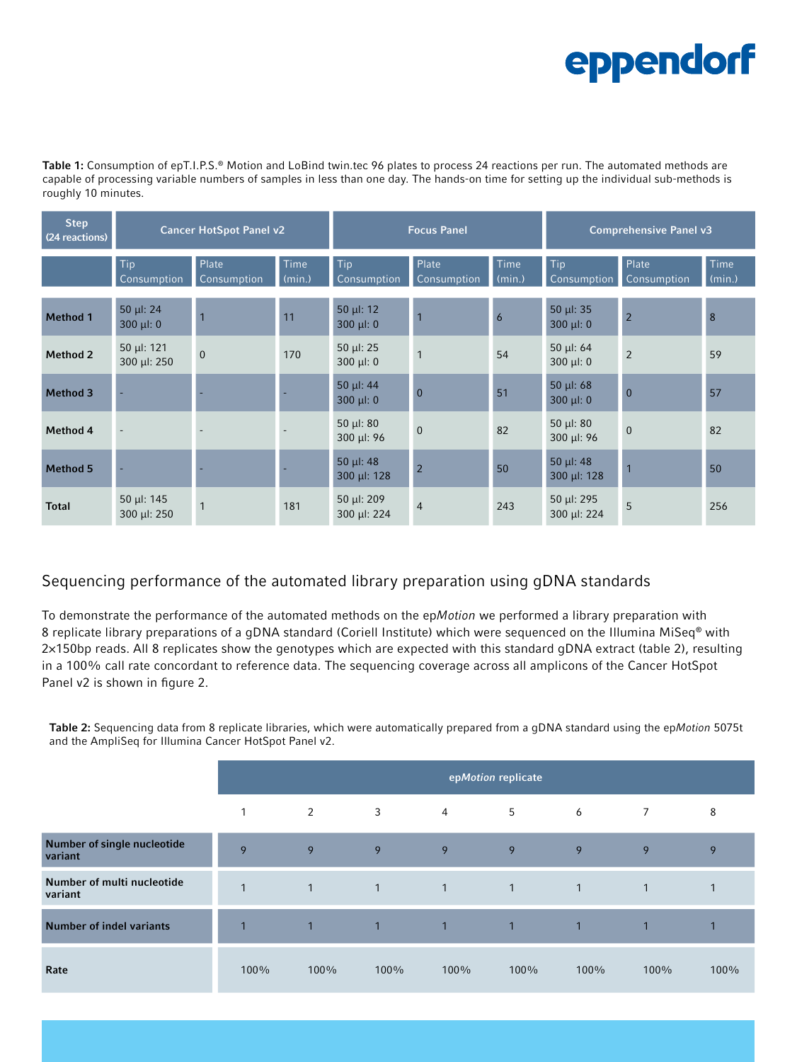**Table 1:** Consumption of epT.I.P.S.® Motion and LoBind twin.tec 96 plates to process 24 reactions per run. The automated methods are capable of processing variable numbers of samples in less than one day. The hands-on time for setting up the individual sub-methods is roughly 10 minutes.

| Step (24 reactions) | Cancer HotSpot Panel v2 | | | Focus Panel | | | Comprehensive Panel v3 | | |
|---|---|---|---|---|---|---|---|---|---|
| | Tip Consumption | Plate Consumption | Time (min.) | Tip Consumption | Plate Consumption | Time (min.) | Tip Consumption | Plate Consumption | Time (min.) |
| **Method 1** | 50 µl: 24<br>300 µl: 0 | 1 | 11 | 50 µl: 12<br>300 µl: 0 | 1 | 6 | 50 µl: 35<br>300 µl: 0 | 2 | 8 |
| **Method 2** | 50 µl: 121<br>300 µl: 250 | 0 | 170 | 50 µl: 25<br>300 µl: 0 | 1 | 54 | 50 µl: 64<br>300 µl: 0 | 2 | 59 |
| **Method 3** | - | - | - | 50 µl: 44<br>300 µl: 0 | 0 | 51 | 50 µl: 68<br>300 µl: 0 | 0 | 57 |
| **Method 4** | - | - | - | 50 µl: 80<br>300 µl: 96 | 0 | 82 | 50 µl: 80<br>300 µl: 96 | 0 | 82 |
| **Method 5** | - | - | - | 50 µl: 48<br>300 µl: 128 | 2 | 50 | 50 µl: 48<br>300 µl: 128 | 1 | 50 |
| **Total** | 50 µl: 145<br>300 µl: 250 | 1 | 181 | 50 µl: 209<br>300 µl: 224 | 4 | 243 | 50 µl: 295<br>300 µl: 224 | 5 | 256 |

## Sequencing performance of the automated library preparation using gDNA standards

To demonstrate the performance of the automated methods on the ep*Motion* we performed a library preparation with 8 replicate library preparations of a gDNA standard (Coriell Institute) which were sequenced on the Illumina MiSeq® with 2×150bp reads. All 8 replicates show the genotypes which are expected with this standard gDNA extract (table 2), resulting in a 100% call rate concordant to reference data. The sequencing coverage across all amplicons of the Cancer HotSpot Panel v2 is shown in figure 2.

**Table 2:** Sequencing data from 8 replicate libraries, which were automatically prepared from a gDNA standard using the ep*Motion* 5075t and the AmpliSeq for Illumina Cancer HotSpot Panel v2.

| | ep*Motion* replicate | | | | | | | |
|---|---|---|---|---|---|---|---|---|
| | 1 | 2 | 3 | 4 | 5 | 6 | 7 | 8 |
| **Number of single nucleotide variant** | 9 | 9 | 9 | 9 | 9 | 9 | 9 | 9 |
| **Number of multi nucleotide variant** | 1 | 1 | 1 | 1 | 1 | 1 | 1 | 1 |
| **Number of indel variants** | 1 | 1 | 1 | 1 | 1 | 1 | 1 | 1 |
| **Rate** | 100% | 100% | 100% | 100% | 100% | 100% | 100% | 100% |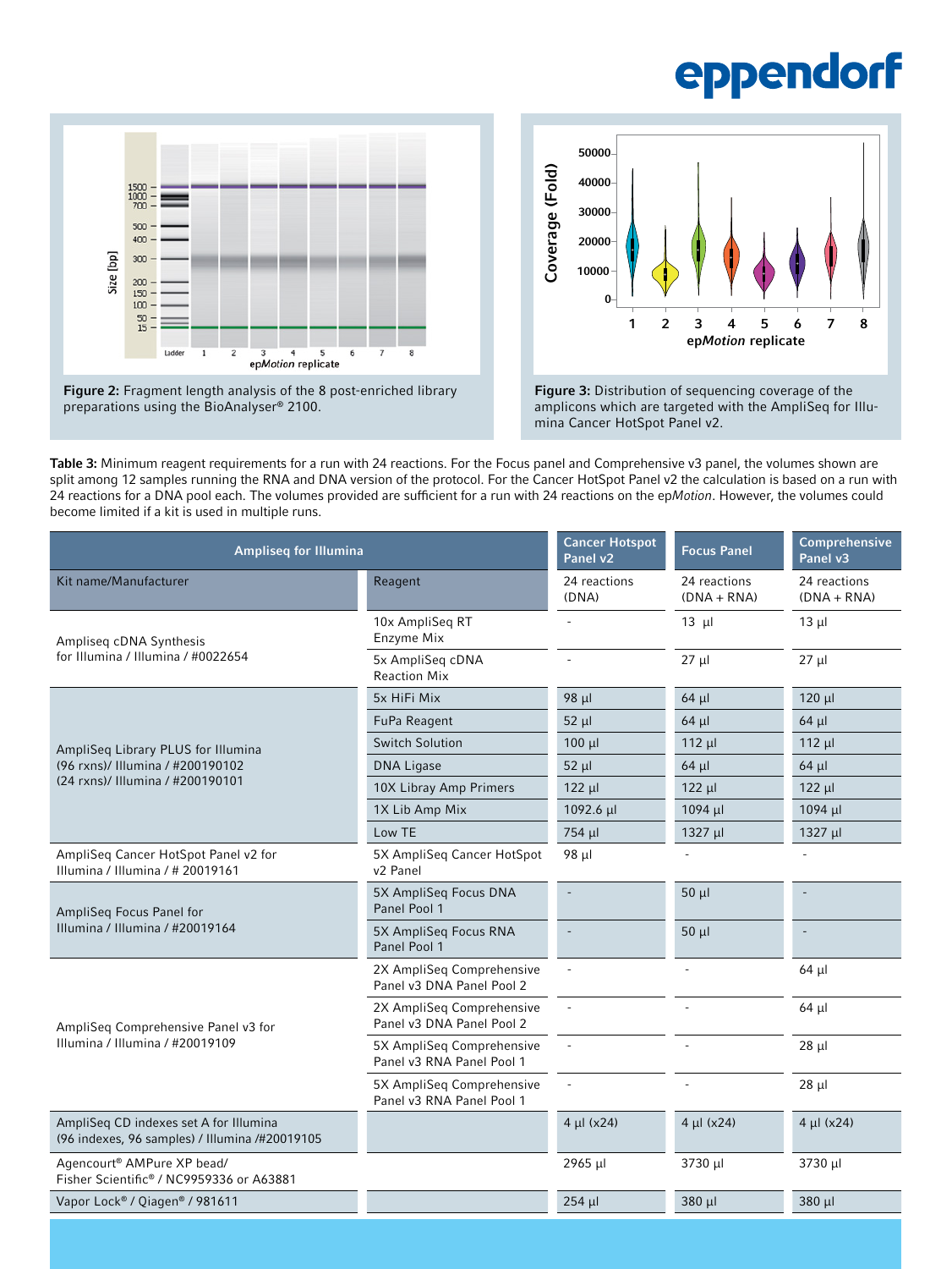**Figure 2:** Fragment length analysis of the 8 post-enriched library preparations using the BioAnalyser® 2100.

**Figure 3:** Distribution of sequencing coverage of the amplicons which are targeted with the AmpliSeq for Illumina Cancer HotSpot Panel v2.

**Table 3:** Minimum reagent requirements for a run with 24 reactions. For the Focus panel and Comprehensive v3 panel, the volumes shown are split among 12 samples running the RNA and DNA version of the protocol. For the Cancer HotSpot Panel v2 the calculation is based on a run with 24 reactions for a DNA pool each. The volumes provided are sufficient for a run with 24 reactions on the ep*Motion*. However, the volumes could become limited if a kit is used in multiple runs.

| Ampliseq for Illumina | | Cancer Hotspot Panel v2 | Focus Panel | Comprehensive Panel v3 |
|---|---|---|---|---|
| Kit name/Manufacturer | Reagent | 24 reactions (DNA) | 24 reactions (DNA + RNA) | 24 reactions (DNA + RNA) |
| Ampliseq cDNA Synthesis for Illumina / Illumina / #0022654 | 10x AmpliSeq RT Enzyme Mix | - | 13 µl | 13 µl |
| | 5x AmpliSeq cDNA Reaction Mix | - | 27 µl | 27 µl |
| AmpliSeq Library PLUS for Illumina (96 rxns)/ Illumina / #200190102 (24 rxns)/ Illumina / #200190101 | 5x HiFi Mix | 98 µl | 64 µl | 120 µl |
| | FuPa Reagent | 52 µl | 64 µl | 64 µl |
| | Switch Solution | 100 µl | 112 µl | 112 µl |
| | DNA Ligase | 52 µl | 64 µl | 64 µl |
| | 10X Libray Amp Primers | 122 µl | 122 µl | 122 µl |
| | 1X Lib Amp Mix | 1092.6 µl | 1094 µl | 1094 µl |
| | Low TE | 754 µl | 1327 µl | 1327 µl |
| AmpliSeq Cancer HotSpot Panel v2 for Illumina / Illumina / # 20019161 | 5X AmpliSeq Cancer HotSpot v2 Panel | 98 µl | - | - |
| AmpliSeq Focus Panel for Illumina / Illumina / #20019164 | 5X AmpliSeq Focus DNA Panel Pool 1 | - | 50 µl | - |
| | 5X AmpliSeq Focus RNA Panel Pool 1 | - | 50 µl | - |
| AmpliSeq Comprehensive Panel v3 for Illumina / Illumina / #20019109 | 2X AmpliSeq Comprehensive Panel v3 DNA Panel Pool 2 | - | - | 64 µl |
| | 2X AmpliSeq Comprehensive Panel v3 DNA Panel Pool 2 | - | - | 64 µl |
| | 5X AmpliSeq Comprehensive Panel v3 RNA Panel Pool 1 | - | - | 28 µl |
| | 5X AmpliSeq Comprehensive Panel v3 RNA Panel Pool 1 | - | - | 28 µl |
| AmpliSeq CD indexes set A for Illumina (96 indexes, 96 samples) / Illumina /#20019105 | | 4 µl (x24) | 4 µl (x24) | 4 µl (x24) |
| Agencourt® AMPure XP bead/ Fisher Scientific® / NC9959336 or A63881 | | 2965 µl | 3730 µl | 3730 µl |
| Vapor Lock® / Qiagen® / 981611 | | 254 µl | 380 µl | 380 µl |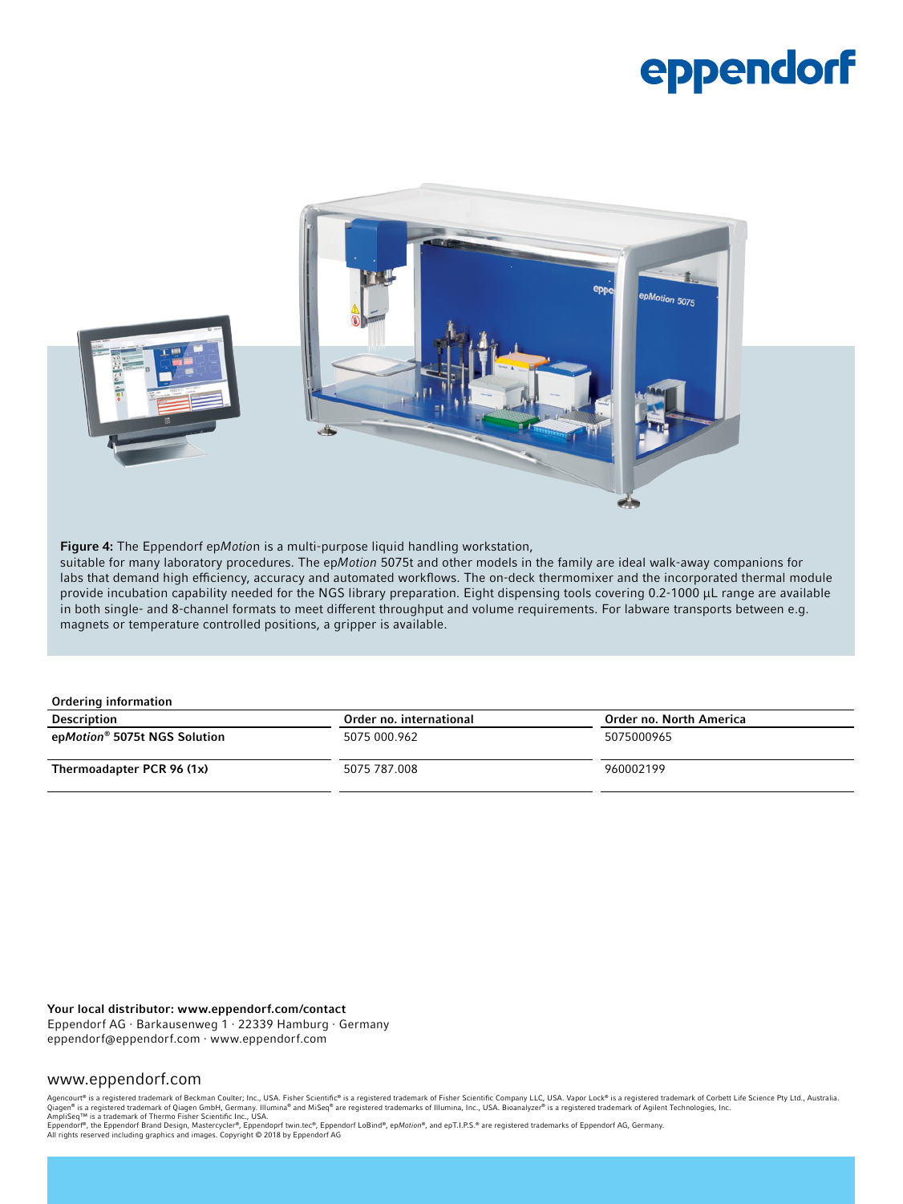**Figure 4:** The Eppendorf ep*Motion* is a multi-purpose liquid handling workstation, suitable for many laboratory procedures. The ep*Motion* 5075t and other models in the family are ideal walk-away companions for labs that demand high efficiency, accuracy and automated workflows. The on-deck thermomixer and the incorporated thermal module provide incubation capability needed for the NGS library preparation. Eight dispensing tools covering 0.2-1000 µL range are available in both single- and 8-channel formats to meet different throughput and volume requirements. For labware transports between e.g. magnets or temperature controlled positions, a gripper is available.

**Ordering information**

| Description | Order no. international | Order no. North America |
|---|---|---|
| **ep*Motion*® 5075t NGS Solution** | 5075 000.962 | 5075000965 |
| **Thermoadapter PCR 96 (1x)** | 5075 787.008 | 960002199 |

**Your local distributor: www.eppendorf.com/contact**
Eppendorf AG · Barkausenweg 1 · 22339 Hamburg · Germany
eppendorf@eppendorf.com · www.eppendorf.com

www.eppendorf.com

Agencourt® is a registered trademark of Beckman Coulter; Inc., USA. Fisher Scientific® is a registered trademark of Fisher Scientific Company LLC, USA. Vapor Lock® is a registered trademark of Corbett Life Science Pty Ltd., Australia. Qiagen® is a registered trademark of Qiagen GmbH, Germany. Illumina® and MiSeq® are registered trademarks of Illumina, Inc., USA. Bioanalyzer® is a registered trademark of Agilent Technologies, Inc.
AmpliSeq™ is a trademark of Thermo Fisher Scientific Inc., USA.
Eppendorf®, the Eppendorf Brand Design, Mastercycler®, Eppendoprf twin.tec®, Eppendorf LoBind®, ep*Motion*®, and epT.I.P.S.® are registered trademarks of Eppendorf AG, Germany.
All rights reserved including graphics and images. Copyright © 2018 by Eppendorf AG